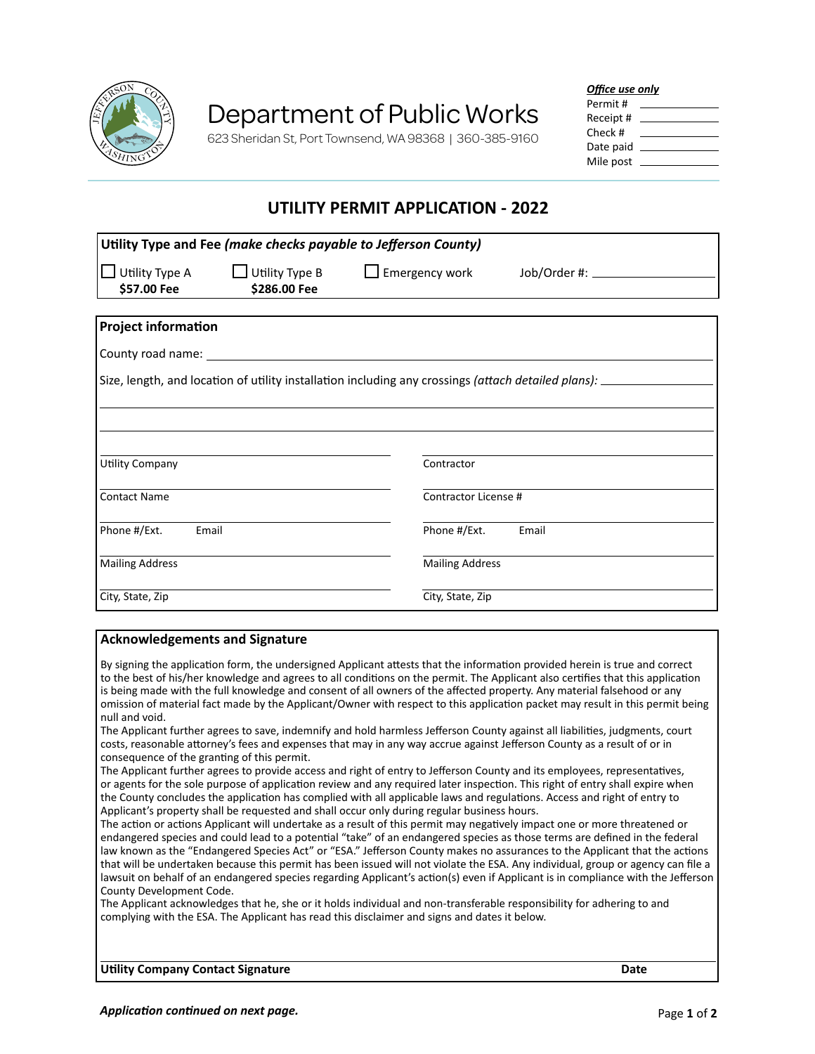# Department of Public Works

623 Sheridan St, Port Townsend, WA 98368 | 360-385-9160

***Office use only***

Permit # ____________
Receipt # ____________
Check # ____________
Date paid ____________
Mile post ____________

## UTILITY PERMIT APPLICATION - 2022

### Utility Type and Fee *(make checks payable to Jefferson County)*

☐ Utility Type A **$57.00 Fee** ☐ Utility Type B **$286.00 Fee** ☐ Emergency work Job/Order #: ____________

### Project information

County road name: ____________

Size, length, and location of utility installation including any crossings *(attach detailed plans)*: ____________

____________

____________

| | |
|---|---|
| Utility Company | Contractor |
| Contact Name | Contractor License # |
| Phone #/Ext. Email | Phone #/Ext. Email |
| Mailing Address | Mailing Address |
| City, State, Zip | City, State, Zip |

### Acknowledgements and Signature

By signing the application form, the undersigned Applicant attests that the information provided herein is true and correct to the best of his/her knowledge and agrees to all conditions on the permit. The Applicant also certifies that this application is being made with the full knowledge and consent of all owners of the affected property. Any material falsehood or any omission of material fact made by the Applicant/Owner with respect to this application packet may result in this permit being null and void.

The Applicant further agrees to save, indemnify and hold harmless Jefferson County against all liabilities, judgments, court costs, reasonable attorney's fees and expenses that may in any way accrue against Jefferson County as a result of or in consequence of the granting of this permit.

The Applicant further agrees to provide access and right of entry to Jefferson County and its employees, representatives, or agents for the sole purpose of application review and any required later inspection. This right of entry shall expire when the County concludes the application has complied with all applicable laws and regulations. Access and right of entry to Applicant's property shall be requested and shall occur only during regular business hours.

The action or actions Applicant will undertake as a result of this permit may negatively impact one or more threatened or endangered species and could lead to a potential "take" of an endangered species as those terms are defined in the federal law known as the "Endangered Species Act" or "ESA." Jefferson County makes no assurances to the Applicant that the actions that will be undertaken because this permit has been issued will not violate the ESA. Any individual, group or agency can file a lawsuit on behalf of an endangered species regarding Applicant's action(s) even if Applicant is in compliance with the Jefferson County Development Code.

The Applicant acknowledges that he, she or it holds individual and non-transferable responsibility for adhering to and complying with the ESA. The Applicant has read this disclaimer and signs and dates it below.

____________________________________________

**Utility Company Contact Signature** **Date**

***Application continued on next page.***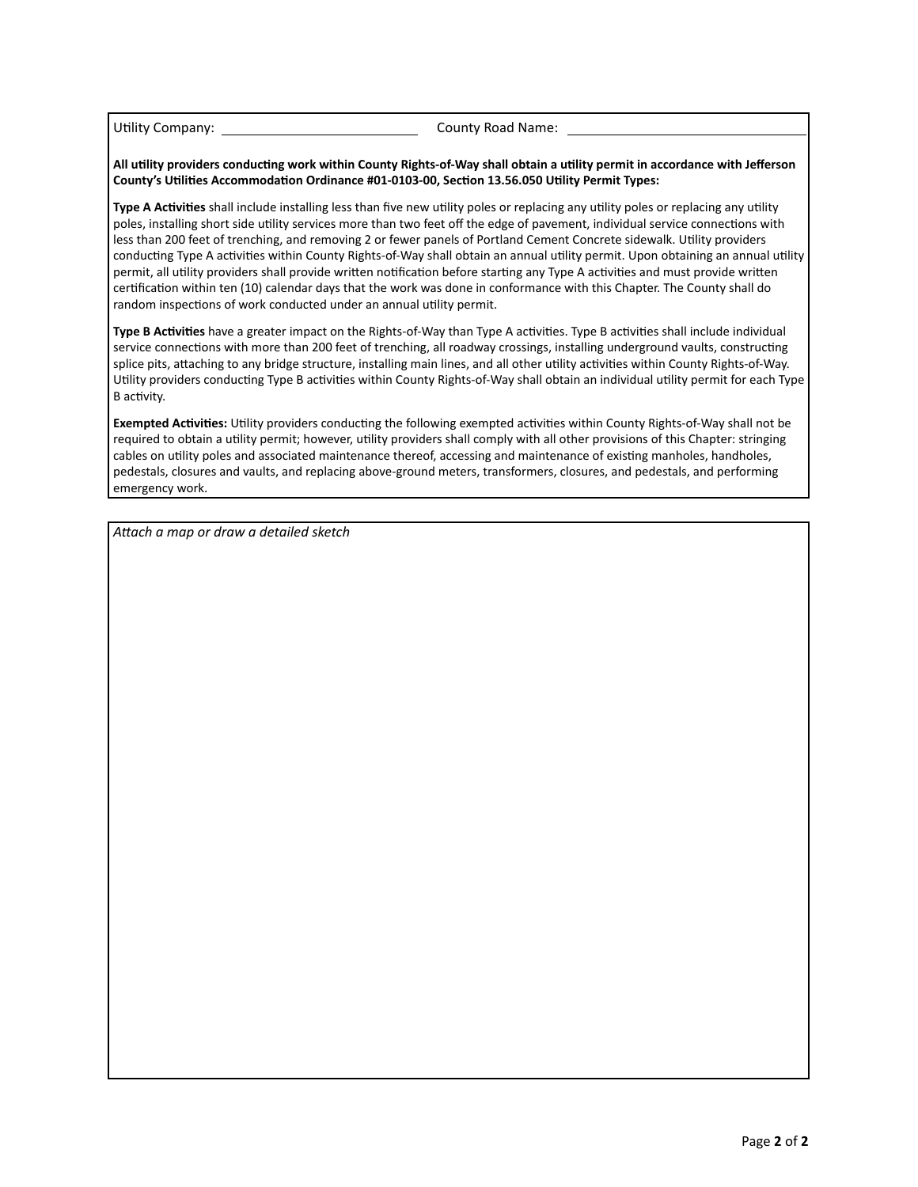Utility Company: ____________________ County Road Name: ____________________

**All utility providers conducting work within County Rights-of-Way shall obtain a utility permit in accordance with Jefferson County's Utilities Accommodation Ordinance #01-0103-00, Section 13.56.050 Utility Permit Types:**

**Type A Activities** shall include installing less than five new utility poles or replacing any utility poles or replacing any utility poles, installing short side utility services more than two feet off the edge of pavement, individual service connections with less than 200 feet of trenching, and removing 2 or fewer panels of Portland Cement Concrete sidewalk. Utility providers conducting Type A activities within County Rights-of-Way shall obtain an annual utility permit. Upon obtaining an annual utility permit, all utility providers shall provide written notification before starting any Type A activities and must provide written certification within ten (10) calendar days that the work was done in conformance with this Chapter. The County shall do random inspections of work conducted under an annual utility permit.

**Type B Activities** have a greater impact on the Rights-of-Way than Type A activities. Type B activities shall include individual service connections with more than 200 feet of trenching, all roadway crossings, installing underground vaults, constructing splice pits, attaching to any bridge structure, installing main lines, and all other utility activities within County Rights-of-Way. Utility providers conducting Type B activities within County Rights-of-Way shall obtain an individual utility permit for each Type B activity.

**Exempted Activities:** Utility providers conducting the following exempted activities within County Rights-of-Way shall not be required to obtain a utility permit; however, utility providers shall comply with all other provisions of this Chapter: stringing cables on utility poles and associated maintenance thereof, accessing and maintenance of existing manholes, handholes, pedestals, closures and vaults, and replacing above-ground meters, transformers, closures, and pedestals, and performing emergency work.

*Attach a map or draw a detailed sketch*